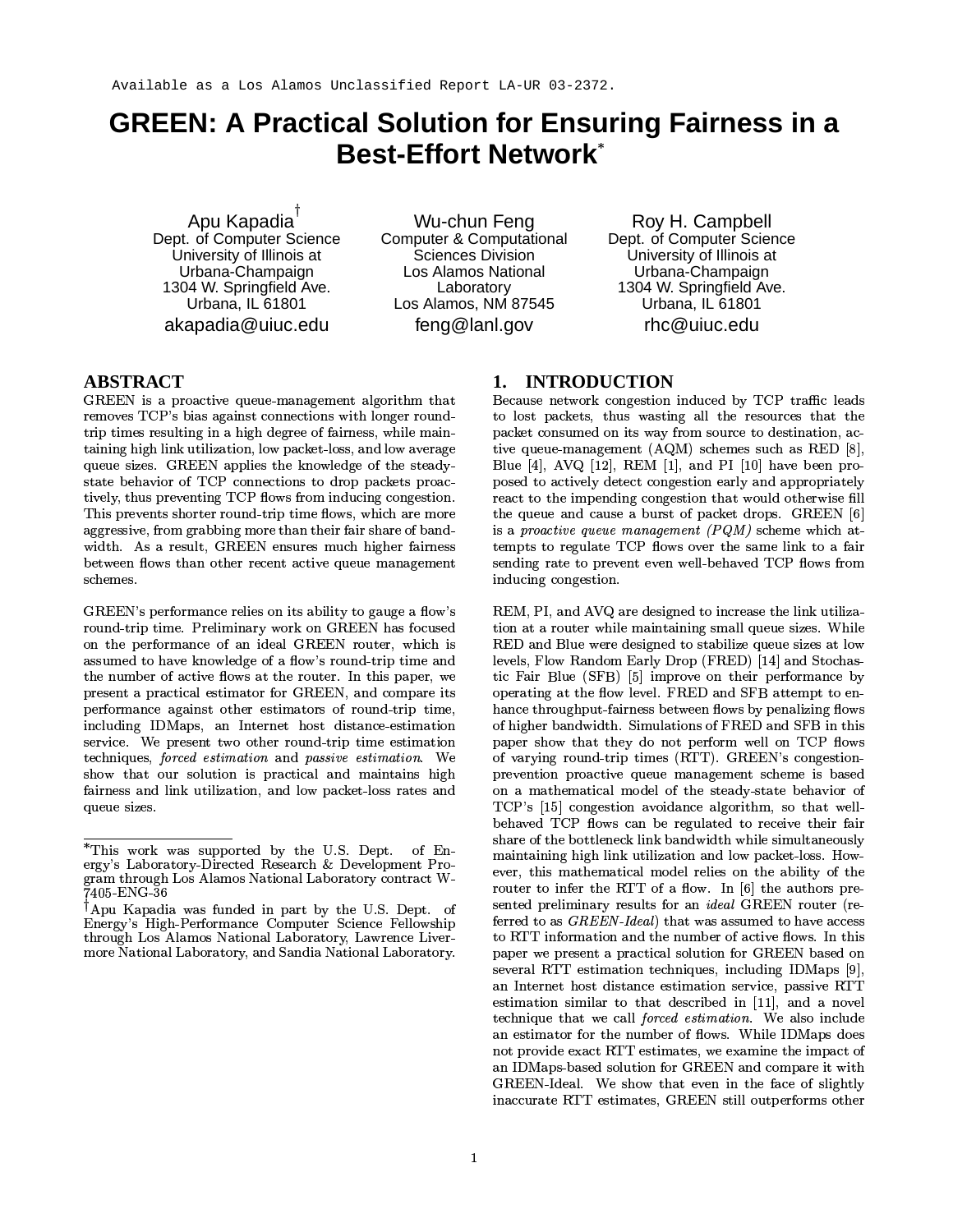Available as a Los Alamos Unclassified Report LA-UR 03-2372.

# GREEN: A Practical Solution for Ensuring Fairness in a Best-Effort Network*

Apu Kapadia†
Dept. of Computer Science
University of Illinois at Urbana-Champaign
1304 W. Springfield Ave.
Urbana, IL 61801
akapadia@uiuc.edu

Wu-chun Feng
Computer & Computational Sciences Division
Los Alamos National Laboratory
Los Alamos, NM 87545
feng@lanl.gov

Roy H. Campbell
Dept. of Computer Science
University of Illinois at Urbana-Champaign
1304 W. Springfield Ave.
Urbana, IL 61801
rhc@uiuc.edu

## ABSTRACT

GREEN is a proactive queue-management algorithm that removes TCP's bias against connections with longer round-trip times resulting in a high degree of fairness, while maintaining high link utilization, low packet-loss, and low average queue sizes. GREEN applies the knowledge of the steady-state behavior of TCP connections to drop packets proactively, thus preventing TCP flows from inducing congestion. This prevents shorter round-trip time flows, which are more aggressive, from grabbing more than their fair share of bandwidth. As a result, GREEN ensures much higher fairness between flows than other recent active queue management schemes.

GREEN's performance relies on its ability to gauge a flow's round-trip time. Preliminary work on GREEN has focused on the performance of an ideal GREEN router, which is assumed to have knowledge of a flow's round-trip time and the number of active flows at the router. In this paper, we present a practical estimator for GREEN, and compare its performance against other estimators of round-trip time, including IDMaps, an Internet host distance-estimation service. We present two other round-trip time estimation techniques, *forced estimation* and *passive estimation*. We show that our solution is practical and maintains high fairness and link utilization, and low packet-loss rates and queue sizes.

*This work was supported by the U.S. Dept. of Energy's Laboratory-Directed Research & Development Program through Los Alamos National Laboratory contract W-7405-ENG-36

†Apu Kapadia was funded in part by the U.S. Dept. of Energy's High-Performance Computer Science Fellowship through Los Alamos National Laboratory, Lawrence Livermore National Laboratory, and Sandia National Laboratory.

## 1. INTRODUCTION

Because network congestion induced by TCP traffic leads to lost packets, thus wasting all the resources that the packet consumed on its way from source to destination, active queue-management (AQM) schemes such as RED [8], Blue [4], AVQ [12], REM [1], and PI [10] have been proposed to actively detect congestion early and appropriately react to the impending congestion that would otherwise fill the queue and cause a burst of packet drops. GREEN [6] is a *proactive queue management (PQM)* scheme which attempts to regulate TCP flows over the same link to a fair sending rate to prevent even well-behaved TCP flows from inducing congestion.

REM, PI, and AVQ are designed to increase the link utilization at a router while maintaining small queue sizes. While RED and Blue were designed to stabilize queue sizes at low levels, Flow Random Early Drop (FRED) [14] and Stochastic Fair Blue (SFB) [5] improve on their performance by operating at the flow level. FRED and SFB attempt to enhance throughput-fairness between flows by penalizing flows of higher bandwidth. Simulations of FRED and SFB in this paper show that they do not perform well on TCP flows of varying round-trip times (RTT). GREEN's congestion-prevention proactive queue management scheme is based on a mathematical model of the steady-state behavior of TCP's [15] congestion avoidance algorithm, so that well-behaved TCP flows can be regulated to receive their fair share of the bottleneck link bandwidth while simultaneously maintaining high link utilization and low packet-loss. However, this mathematical model relies on the ability of the router to infer the RTT of a flow. In [6] the authors presented preliminary results for an *ideal* GREEN router (referred to as *GREEN-Ideal*) that was assumed to have access to RTT information and the number of active flows. In this paper we present a practical solution for GREEN based on several RTT estimation techniques, including IDMaps [9], an Internet host distance estimation service, passive RTT estimation similar to that described in [11], and a novel technique that we call *forced estimation*. We also include an estimator for the number of flows. While IDMaps does not provide exact RTT estimates, we examine the impact of an IDMaps-based solution for GREEN and compare it with GREEN-Ideal. We show that even in the face of slightly inaccurate RTT estimates, GREEN still outperforms other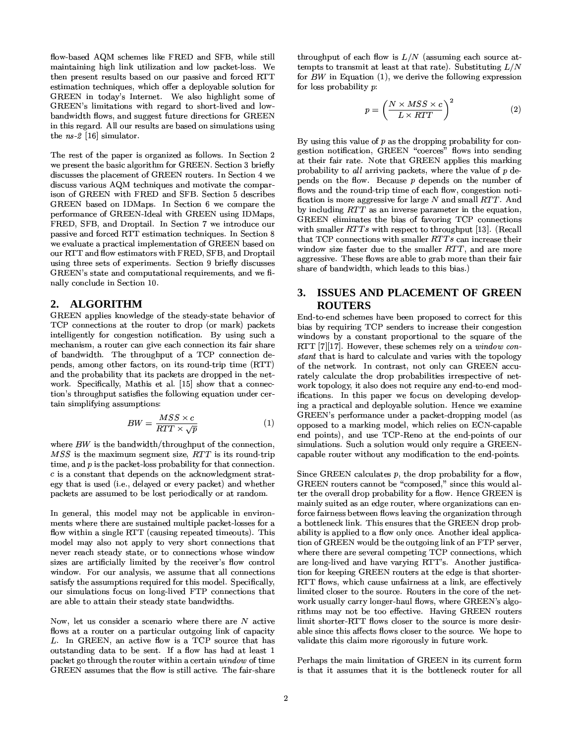flow-based AQM schemes like FRED and SFB, while still maintaining high link utilization and low packet-loss. We then present results based on our passive and forced RTT estimation techniques, which offer a deployable solution for GREEN in today's Internet. We also highlight some of GREEN's limitations with regard to short-lived and low-bandwidth flows, and suggest future directions for GREEN in this regard. All our results are based on simulations using the *ns-2* [16] simulator.

The rest of the paper is organized as follows. In Section 2 we present the basic algorithm for GREEN. Section 3 briefly discusses the placement of GREEN routers. In Section 4 we discuss various AQM techniques and motivate the comparison of GREEN with FRED and SFB. Section 5 describes GREEN based on IDMaps. In Section 6 we compare the performance of GREEN-Ideal with GREEN using IDMaps, FRED, SFB, and Droptail. In Section 7 we introduce our passive and forced RTT estimation techniques. In Section 8 we evaluate a practical implementation of GREEN based on our RTT and flow estimators with FRED, SFB, and Droptail using three sets of experiments. Section 9 briefly discusses GREEN's state and computational requirements, and we finally conclude in Section 10.

## 2. ALGORITHM

GREEN applies knowledge of the steady-state behavior of TCP connections at the router to drop (or mark) packets intelligently for congestion notification. By using such a mechanism, a router can give each connection its fair share of bandwidth. The throughput of a TCP connection depends, among other factors, on its round-trip time (RTT) and the probability that its packets are dropped in the network. Specifically, Mathis et al. [15] show that a connection's throughput satisfies the following equation under certain simplifying assumptions:

$$BW = \frac{MSS \times c}{RTT \times \sqrt{p}} \tag{1}$$

where $BW$ is the bandwidth/throughput of the connection, $MSS$ is the maximum segment size, $RTT$ is its round-trip time, and $p$ is the packet-loss probability for that connection. $c$ is a constant that depends on the acknowledgment strategy that is used (i.e., delayed or every packet) and whether packets are assumed to be lost periodically or at random.

In general, this model may not be applicable in environments where there are sustained multiple packet-losses for a flow within a single RTT (causing repeated timeouts). This model may also not apply to very short connections that never reach steady state, or to connections whose window sizes are artificially limited by the receiver's flow control window. For our analysis, we assume that all connections satisfy the assumptions required for this model. Specifically, our simulations focus on long-lived FTP connections that are able to attain their steady state bandwidths.

Now, let us consider a scenario where there are $N$ active flows at a router on a particular outgoing link of capacity $L$. In GREEN, an active flow is a TCP source that has outstanding data to be sent. If a flow has had at least 1 packet go through the router within a certain *window* of time GREEN assumes that the flow is still active. The fair-share throughput of each flow is $L/N$ (assuming each source attempts to transmit at least at that rate). Substituting $L/N$ for $BW$ in Equation (1), we derive the following expression for loss probability $p$:

$$p = \left(\frac{N \times MSS \times c}{L \times RTT}\right)^2 \tag{2}$$

By using this value of $p$ as the dropping probability for congestion notification, GREEN "coerces" flows into sending at their fair rate. Note that GREEN applies this marking probability to *all* arriving packets, where the value of $p$ depends on the flow. Because $p$ depends on the number of flows and the round-trip time of each flow, congestion notification is more aggressive for large $N$ and small $RTT$. And by including $RTT$ as an inverse parameter in the equation, GREEN eliminates the bias of favoring TCP connections with smaller $RTTs$ with respect to throughput [13]. (Recall that TCP connections with smaller $RTTs$ can increase their window size faster due to the smaller $RTT$, and are more aggressive. These flows are able to grab more than their fair share of bandwidth, which leads to this bias.)

## 3. ISSUES AND PLACEMENT OF GREEN ROUTERS

End-to-end schemes have been proposed to correct for this bias by requiring TCP senders to increase their congestion windows by a constant proportional to the square of the RTT [7][17]. However, these schemes rely on a *window constant* that is hard to calculate and varies with the topology of the network. In contrast, not only can GREEN accurately calculate the drop probabilities irrespective of network topology, it also does not require any end-to-end modifications. In this paper we focus on developing developing a practical and deployable solution. Hence we examine GREEN's performance under a packet-dropping model (as opposed to a marking model, which relies on ECN-capable end points), and use TCP-Reno at the end-points of our simulations. Such a solution would only require a GREEN-capable router without any modification to the end-points.

Since GREEN calculates $p$, the drop probability for a flow, GREEN routers cannot be "composed," since this would alter the overall drop probability for a flow. Hence GREEN is mainly suited as an edge router, where organizations can enforce fairness between flows leaving the organization through a bottleneck link. This ensures that the GREEN drop probability is applied to a flow only once. Another ideal application of GREEN would be the outgoing link of an FTP server, where there are several competing TCP connections, which are long-lived and have varying RTT's. Another justification for keeping GREEN routers at the edge is that shorter-RTT flows, which cause unfairness at a link, are effectively limited closer to the source. Routers in the core of the network usually carry longer-haul flows, where GREEN's algorithms may not be too effective. Having GREEN routers limit shorter-RTT flows closer to the source is more desirable since this affects flows closer to the source. We hope to validate this claim more rigorously in future work.

Perhaps the main limitation of GREEN in its current form is that it assumes that it is the bottleneck router for all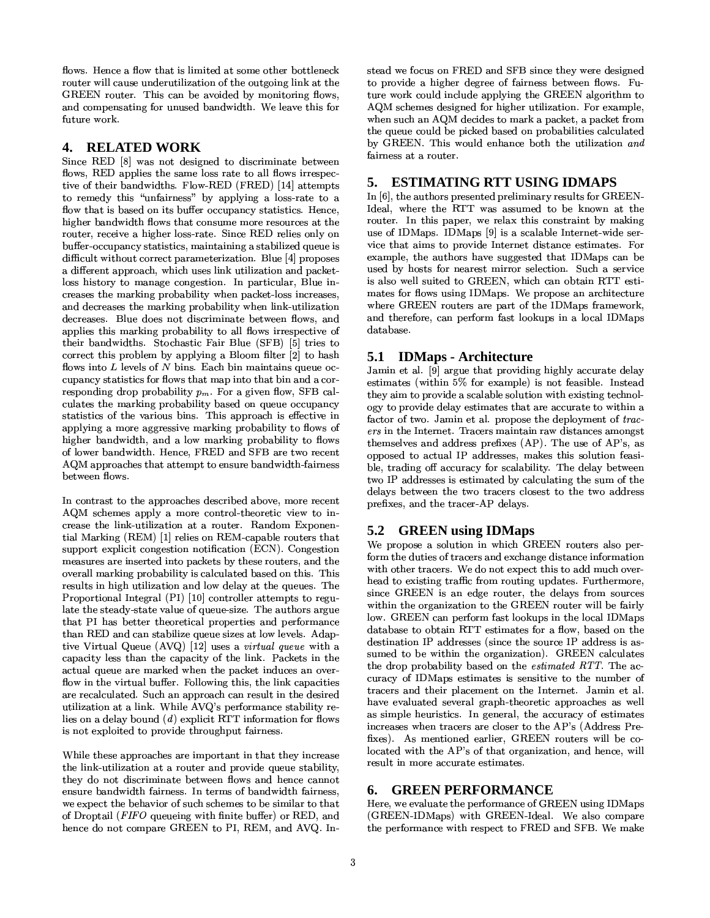flows. Hence a flow that is limited at some other bottleneck router will cause underutilization of the outgoing link at the GREEN router. This can be avoided by monitoring flows, and compensating for unused bandwidth. We leave this for future work.

## 4. RELATED WORK

Since RED [8] was not designed to discriminate between flows, RED applies the same loss rate to all flows irrespective of their bandwidths. Flow-RED (FRED) [14] attempts to remedy this "unfairness" by applying a loss-rate to a flow that is based on its buffer occupancy statistics. Hence, higher bandwidth flows that consume more resources at the router, receive a higher loss-rate. Since RED relies only on buffer-occupancy statistics, maintaining a stabilized queue is difficult without correct parameterization. Blue [4] proposes a different approach, which uses link utilization and packet-loss history to manage congestion. In particular, Blue increases the marking probability when packet-loss increases, and decreases the marking probability when link-utilization decreases. Blue does not discriminate between flows, and applies this marking probability to all flows irrespective of their bandwidths. Stochastic Fair Blue (SFB) [5] tries to correct this problem by applying a Bloom filter [2] to hash flows into $L$ levels of $N$ bins. Each bin maintains queue occupancy statistics for flows that map into that bin and a corresponding drop probability $p_m$. For a given flow, SFB calculates the marking probability based on queue occupancy statistics of the various bins. This approach is effective in applying a more aggressive marking probability to flows of higher bandwidth, and a low marking probability to flows of lower bandwidth. Hence, FRED and SFB are two recent AQM approaches that attempt to ensure bandwidth-fairness between flows.

In contrast to the approaches described above, more recent AQM schemes apply a more control-theoretic view to increase the link-utilization at a router. Random Exponential Marking (REM) [1] relies on REM-capable routers that support explicit congestion notification (ECN). Congestion measures are inserted into packets by these routers, and the overall marking probability is calculated based on this. This results in high utilization and low delay at the queues. The Proportional Integral (PI) [10] controller attempts to regulate the steady-state value of queue-size. The authors argue that PI has better theoretical properties and performance than RED and can stabilize queue sizes at low levels. Adaptive Virtual Queue (AVQ) [12] uses a *virtual queue* with a capacity less than the capacity of the link. Packets in the actual queue are marked when the packet induces an overflow in the virtual buffer. Following this, the link capacities are recalculated. Such an approach can result in the desired utilization at a link. While AVQ's performance stability relies on a delay bound ($d$) explicit RTT information for flows is not exploited to provide throughput fairness.

While these approaches are important in that they increase the link-utilization at a router and provide queue stability, they do not discriminate between flows and hence cannot ensure bandwidth fairness. In terms of bandwidth fairness, we expect the behavior of such schemes to be similar to that of Droptail (*FIFO* queueing with finite buffer) or RED, and hence do not compare GREEN to PI, REM, and AVQ. Instead we focus on FRED and SFB since they were designed to provide a higher degree of fairness between flows. Future work could include applying the GREEN algorithm to AQM schemes designed for higher utilization. For example, when such an AQM decides to mark a packet, a packet from the queue could be picked based on probabilities calculated by GREEN. This would enhance both the utilization *and* fairness at a router.

## 5. ESTIMATING RTT USING IDMAPS

In [6], the authors presented preliminary results for GREEN-Ideal, where the RTT was assumed to be known at the router. In this paper, we relax this constraint by making use of IDMaps. IDMaps [9] is a scalable Internet-wide service that aims to provide Internet distance estimates. For example, the authors have suggested that IDMaps can be used by hosts for nearest mirror selection. Such a service is also well suited to GREEN, which can obtain RTT estimates for flows using IDMaps. We propose an architecture where GREEN routers are part of the IDMaps framework, and therefore, can perform fast lookups in a local IDMaps database.

### 5.1 IDMaps - Architecture

Jamin et al. [9] argue that providing highly accurate delay estimates (within 5% for example) is not feasible. Instead they aim to provide a scalable solution with existing technology to provide delay estimates that are accurate to within a factor of two. Jamin et al. propose the deployment of *tracers* in the Internet. Tracers maintain raw distances amongst themselves and address prefixes (AP). The use of AP's, as opposed to actual IP addresses, makes this solution feasible, trading off accuracy for scalability. The delay between two IP addresses is estimated by calculating the sum of the delays between the two tracers closest to the two address prefixes, and the tracer-AP delays.

### 5.2 GREEN using IDMaps

We propose a solution in which GREEN routers also perform the duties of tracers and exchange distance information with other tracers. We do not expect this to add much overhead to existing traffic from routing updates. Furthermore, since GREEN is an edge router, the delays from sources within the organization to the GREEN router will be fairly low. GREEN can perform fast lookups in the local IDMaps database to obtain RTT estimates for a flow, based on the destination IP addresses (since the source IP address is assumed to be within the organization). GREEN calculates the drop probability based on the *estimated RTT*. The accuracy of IDMaps estimates is sensitive to the number of tracers and their placement on the Internet. Jamin et al. have evaluated several graph-theoretic approaches as well as simple heuristics. In general, the accuracy of estimates increases when tracers are closer to the AP's (Address Prefixes). As mentioned earlier, GREEN routers will be co-located with the AP's of that organization, and hence, will result in more accurate estimates.

## 6. GREEN PERFORMANCE

Here, we evaluate the performance of GREEN using IDMaps (GREEN-IDMaps) with GREEN-Ideal. We also compare the performance with respect to FRED and SFB. We make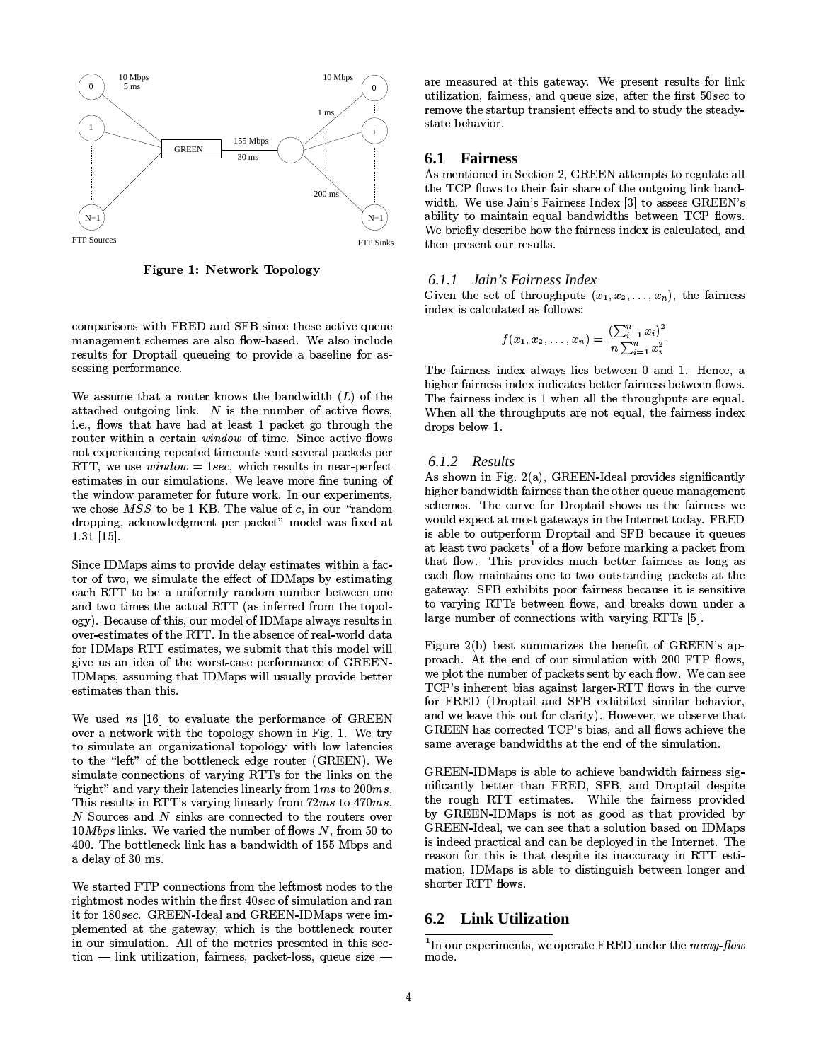Figure 1: Network Topology

comparisons with FRED and SFB since these active queue management schemes are also flow-based. We also include results for Droptail queueing to provide a baseline for assessing performance.

We assume that a router knows the bandwidth ($L$) of the attached outgoing link. $N$ is the number of active flows, i.e., flows that have had at least 1 packet go through the router within a certain *window* of time. Since active flows not experiencing repeated timeouts send several packets per RTT, we use $window = 1sec$, which results in near-perfect estimates in our simulations. We leave more fine tuning of the window parameter for future work. In our experiments, we chose $MSS$ to be 1 KB. The value of $c$, in our "random dropping, acknowledgment per packet" model was fixed at 1.31 [15].

Since IDMaps aims to provide delay estimates within a factor of two, we simulate the effect of IDMaps by estimating each RTT to be a uniformly random number between one and two times the actual RTT (as inferred from the topology). Because of this, our model of IDMaps always results in over-estimates of the RTT. In the absence of real-world data for IDMaps RTT estimates, we submit that this model will give us an idea of the worst-case performance of GREEN-IDMaps, assuming that IDMaps will usually provide better estimates than this.

We used *ns* [16] to evaluate the performance of GREEN over a network with the topology shown in Fig. 1. We try to simulate an organizational topology with low latencies to the "left" of the bottleneck edge router (GREEN). We simulate connections of varying RTTs for the links on the "right" and vary their latencies linearly from $1ms$ to $200ms$. This results in RTT's varying linearly from $72ms$ to $470ms$. $N$ Sources and $N$ sinks are connected to the routers over $10Mbps$ links. We varied the number of flows $N$, from 50 to 400. The bottleneck link has a bandwidth of 155 Mbps and a delay of 30 ms.

We started FTP connections from the leftmost nodes to the rightmost nodes within the first $40sec$ of simulation and ran it for $180sec$. GREEN-Ideal and GREEN-IDMaps were implemented at the gateway, which is the bottleneck router in our simulation. All of the metrics presented in this section — link utilization, fairness, packet-loss, queue size — are measured at this gateway. We present results for link utilization, fairness, and queue size, after the first $50sec$ to remove the startup transient effects and to study the steady-state behavior.

## 6.1 Fairness

As mentioned in Section 2, GREEN attempts to regulate all the TCP flows to their fair share of the outgoing link bandwidth. We use Jain's Fairness Index [3] to assess GREEN's ability to maintain equal bandwidths between TCP flows. We briefly describe how the fairness index is calculated, and then present our results.

### 6.1.1 Jain's Fairness Index

Given the set of throughputs $(x_1, x_2, \ldots, x_n)$, the fairness index is calculated as follows:

$$f(x_1, x_2, \ldots, x_n) = \frac{(\sum_{i=1}^{n} x_i)^2}{n \sum_{i=1}^{n} x_i^2}$$

The fairness index always lies between 0 and 1. Hence, a higher fairness index indicates better fairness between flows. The fairness index is 1 when all the throughputs are equal. When all the throughputs are not equal, the fairness index drops below 1.

### 6.1.2 Results

As shown in Fig. 2(a), GREEN-Ideal provides significantly higher bandwidth fairness than the other queue management schemes. The curve for Droptail shows us the fairness we would expect at most gateways in the Internet today. FRED is able to outperform Droptail and SFB because it queues at least two packets[1] of a flow before marking a packet from that flow. This provides much better fairness as long as each flow maintains one to two outstanding packets at the gateway. SFB exhibits poor fairness because it is sensitive to varying RTTs between flows, and breaks down under a large number of connections with varying RTTs [5].

Figure 2(b) best summarizes the benefit of GREEN's approach. At the end of our simulation with 200 FTP flows, we plot the number of packets sent by each flow. We can see TCP's inherent bias against larger-RTT flows in the curve for FRED (Droptail and SFB exhibited similar behavior, and we leave this out for clarity). However, we observe that GREEN has corrected TCP's bias, and all flows achieve the same average bandwidths at the end of the simulation.

GREEN-IDMaps is able to achieve bandwidth fairness significantly better than FRED, SFB, and Droptail despite the rough RTT estimates. While the fairness provided by GREEN-IDMaps is not as good as that provided by GREEN-Ideal, we can see that a solution based on IDMaps is indeed practical and can be deployed in the Internet. The reason for this is that despite its inaccuracy in RTT estimation, IDMaps is able to distinguish between longer and shorter RTT flows.

## 6.2 Link Utilization

[1] In our experiments, we operate FRED under the *many-flow* mode.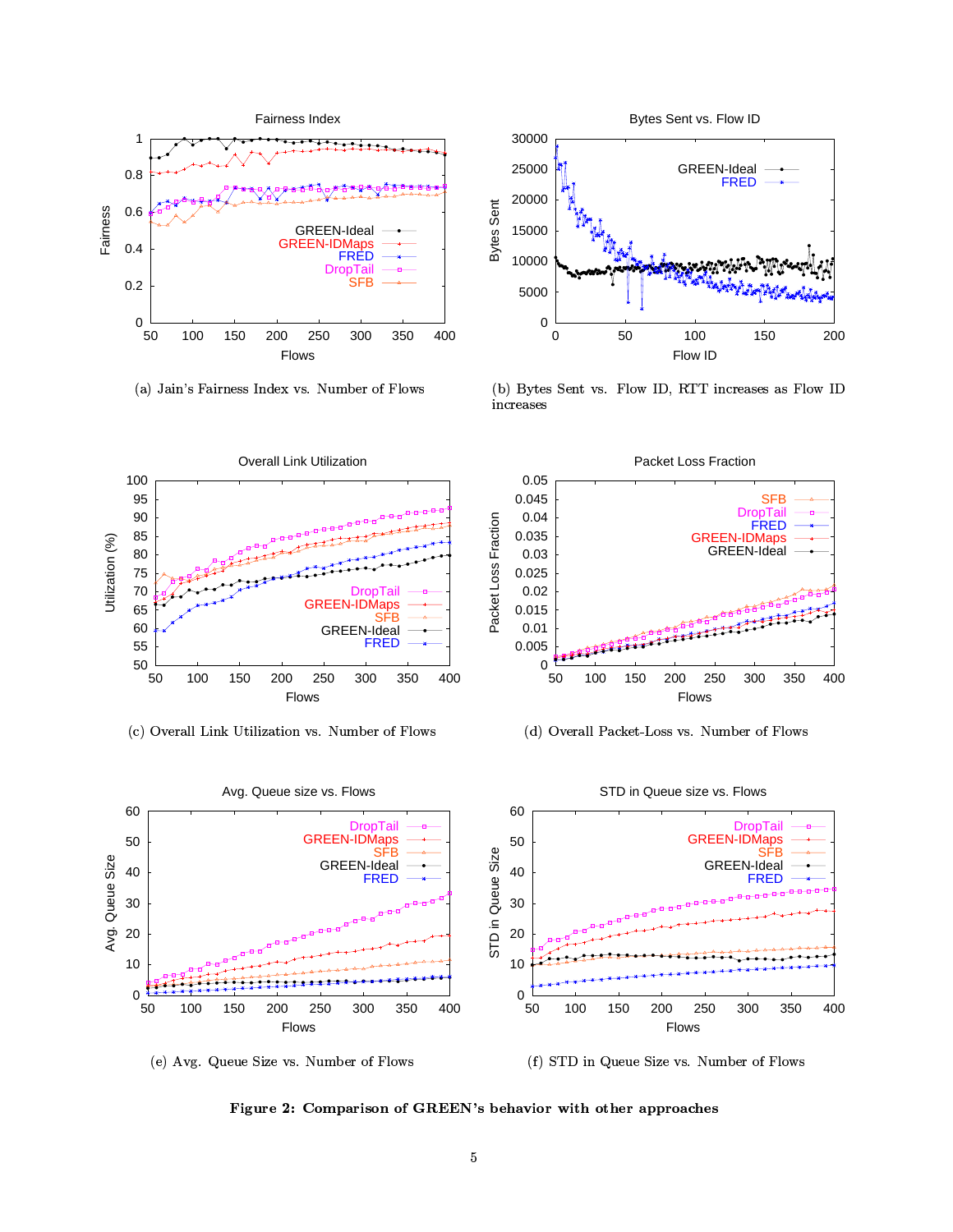(a) Jain's Fairness Index vs. Number of Flows

(b) Bytes Sent vs. Flow ID, RTT increases as Flow ID increases

(c) Overall Link Utilization vs. Number of Flows

(d) Overall Packet-Loss vs. Number of Flows

(e) Avg. Queue Size vs. Number of Flows

(f) STD in Queue Size vs. Number of Flows

**Figure 2: Comparison of GREEN's behavior with other approaches**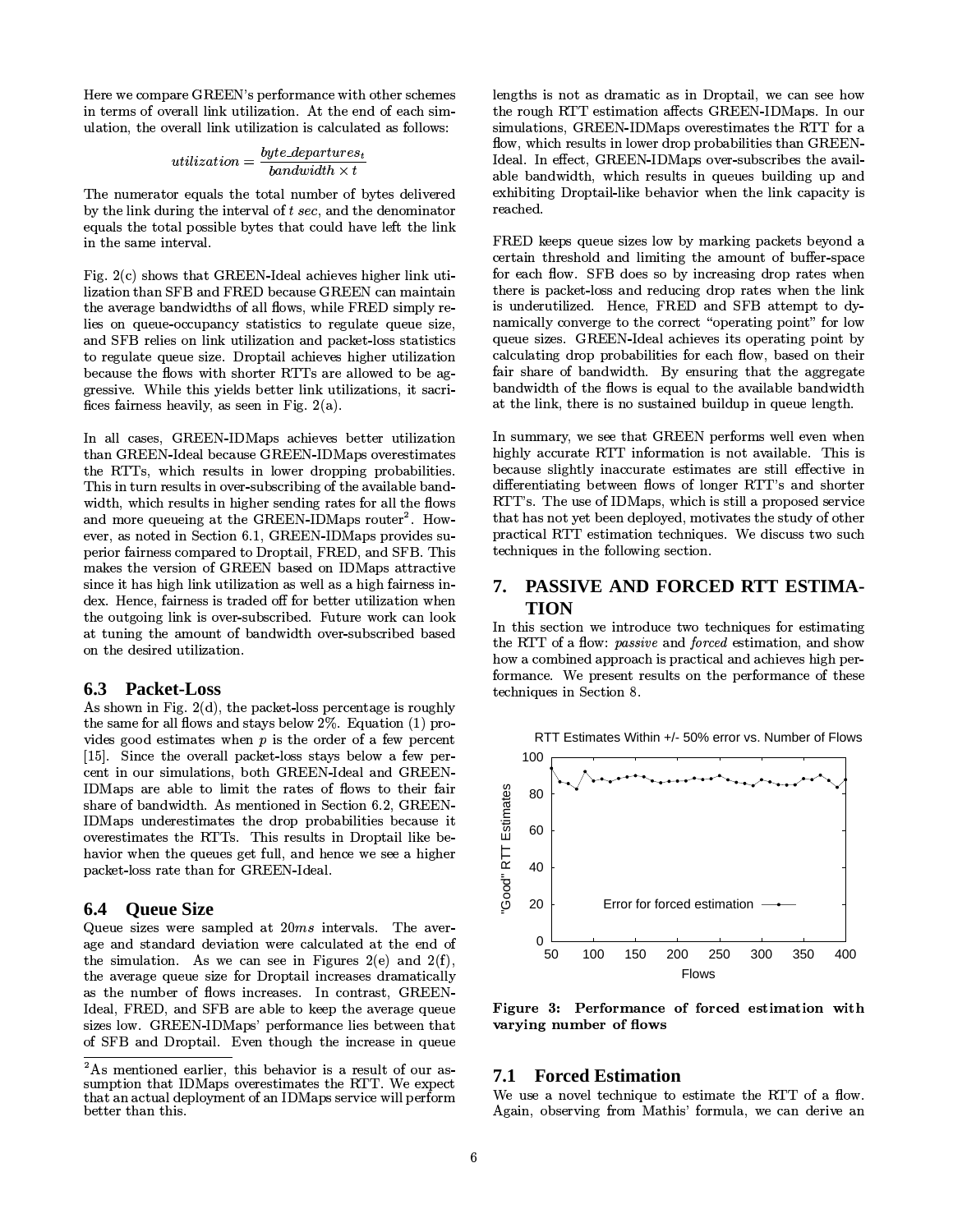Here we compare GREEN's performance with other schemes in terms of overall link utilization. At the end of each simulation, the overall link utilization is calculated as follows:

$$utilization = \frac{byte\_departures_t}{bandwidth \times t}$$

The numerator equals the total number of bytes delivered by the link during the interval of $t$ *sec*, and the denominator equals the total possible bytes that could have left the link in the same interval.

Fig. 2(c) shows that GREEN-Ideal achieves higher link utilization than SFB and FRED because GREEN can maintain the average bandwidths of all flows, while FRED simply relies on queue-occupancy statistics to regulate queue size, and SFB relies on link utilization and packet-loss statistics to regulate queue size. Droptail achieves higher utilization because the flows with shorter RTTs are allowed to be aggressive. While this yields better link utilizations, it sacrifices fairness heavily, as seen in Fig. 2(a).

In all cases, GREEN-IDMaps achieves better utilization than GREEN-Ideal because GREEN-IDMaps overestimates the RTTs, which results in lower dropping probabilities. This in turn results in over-subscribing of the available bandwidth, which results in higher sending rates for all the flows and more queueing at the GREEN-IDMaps router[2]. However, as noted in Section 6.1, GREEN-IDMaps provides superior fairness compared to Droptail, FRED, and SFB. This makes the version of GREEN based on IDMaps attractive since it has high link utilization as well as a high fairness index. Hence, fairness is traded off for better utilization when the outgoing link is over-subscribed. Future work can look at tuning the amount of bandwidth over-subscribed based on the desired utilization.

### 6.3 Packet-Loss

As shown in Fig. 2(d), the packet-loss percentage is roughly the same for all flows and stays below 2%. Equation (1) provides good estimates when $p$ is the order of a few percent [15]. Since the overall packet-loss stays below a few percent in our simulations, both GREEN-Ideal and GREEN-IDMaps are able to limit the rates of flows to their fair share of bandwidth. As mentioned in Section 6.2, GREEN-IDMaps underestimates the drop probabilities because it overestimates the RTTs. This results in Droptail like behavior when the queues get full, and hence we see a higher packet-loss rate than for GREEN-Ideal.

### 6.4 Queue Size

Queue sizes were sampled at $20ms$ intervals. The average and standard deviation were calculated at the end of the simulation. As we can see in Figures 2(e) and 2(f), the average queue size for Droptail increases dramatically as the number of flows increases. In contrast, GREEN-Ideal, FRED, and SFB are able to keep the average queue sizes low. GREEN-IDMaps' performance lies between that of SFB and Droptail. Even though the increase in queue lengths is not as dramatic as in Droptail, we can see how the rough RTT estimation affects GREEN-IDMaps. In our simulations, GREEN-IDMaps overestimates the RTT for a flow, which results in lower drop probabilities than GREEN-Ideal. In effect, GREEN-IDMaps over-subscribes the available bandwidth, which results in queues building up and exhibiting Droptail-like behavior when the link capacity is reached.

FRED keeps queue sizes low by marking packets beyond a certain threshold and limiting the amount of buffer-space for each flow. SFB does so by increasing drop rates when there is packet-loss and reducing drop rates when the link is underutilized. Hence, FRED and SFB attempt to dynamically converge to the correct "operating point" for low queue sizes. GREEN-Ideal achieves its operating point by calculating drop probabilities for each flow, based on their fair share of bandwidth. By ensuring that the aggregate bandwidth of the flows is equal to the available bandwidth at the link, there is no sustained buildup in queue length.

In summary, we see that GREEN performs well even when highly accurate RTT information is not available. This is because slightly inaccurate estimates are still effective in differentiating between flows of longer RTT's and shorter RTT's. The use of IDMaps, which is still a proposed service that has not yet been deployed, motivates the study of other practical RTT estimation techniques. We discuss two such techniques in the following section.

## 7. PASSIVE AND FORCED RTT ESTIMATION

In this section we introduce two techniques for estimating the RTT of a flow: *passive* and *forced* estimation, and show how a combined approach is practical and achieves high performance. We present results on the performance of these techniques in Section 8.

**Figure 3: Performance of forced estimation with varying number of flows**

### 7.1 Forced Estimation

We use a novel technique to estimate the RTT of a flow. Again, observing from Mathis' formula, we can derive an

[2] As mentioned earlier, this behavior is a result of our assumption that IDMaps overestimates the RTT. We expect that an actual deployment of an IDMaps service will perform better than this.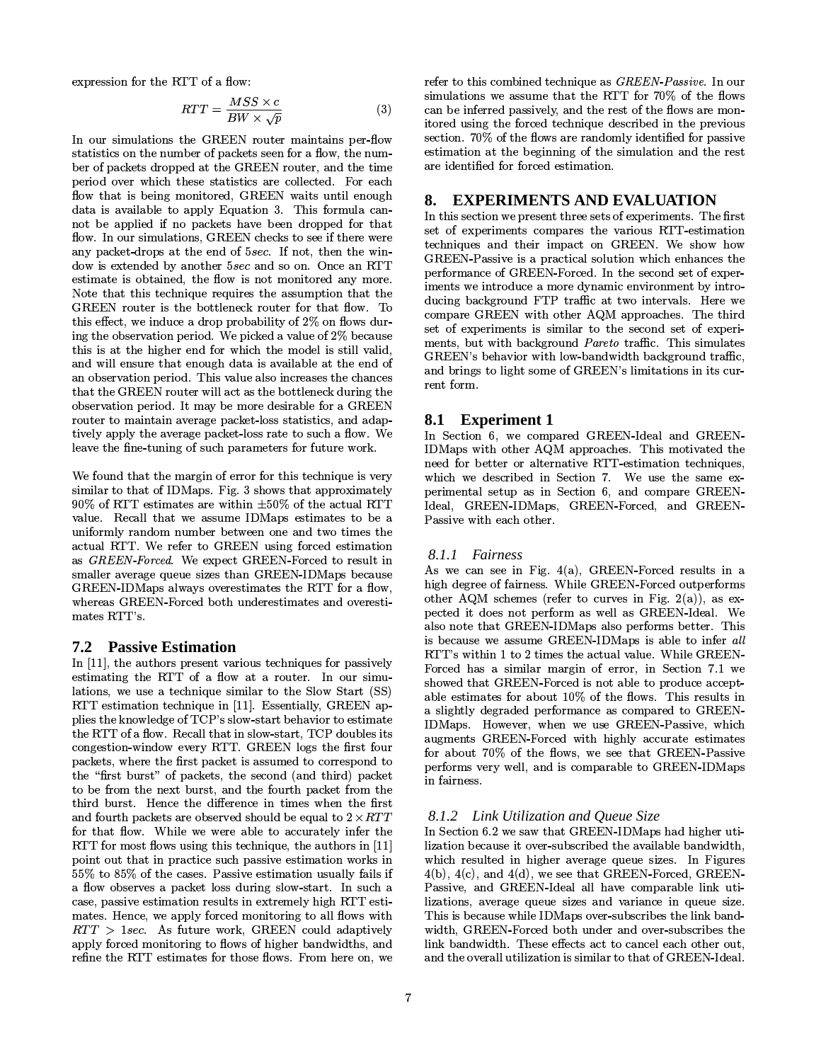expression for the RTT of a flow:

$$RTT = \frac{MSS \times c}{BW \times \sqrt{p}} \quad (3)$$

In our simulations the GREEN router maintains per-flow statistics on the number of packets seen for a flow, the number of packets dropped at the GREEN router, and the time period over which these statistics are collected. For each flow that is being monitored, GREEN waits until enough data is available to apply Equation 3. This formula cannot be applied if no packets have been dropped for that flow. In our simulations, GREEN checks to see if there were any packet-drops at the end of $5sec$. If not, then the window is extended by another $5sec$ and so on. Once an RTT estimate is obtained, the flow is not monitored any more. Note that this technique requires the assumption that the GREEN router is the bottleneck router for that flow. To this effect, we induce a drop probability of 2% on flows during the observation period. We picked a value of 2% because this is at the higher end for which the model is still valid, and will ensure that enough data is available at the end of an observation period. This value also increases the chances that the GREEN router will act as the bottleneck during the observation period. It may be more desirable for a GREEN router to maintain average packet-loss statistics, and adaptively apply the average packet-loss rate to such a flow. We leave the fine-tuning of such parameters for future work.

We found that the margin of error for this technique is very similar to that of IDMaps. Fig. 3 shows that approximately 90% of RTT estimates are within $\pm 50\%$ of the actual RTT value. Recall that we assume IDMaps estimates to be a uniformly random number between one and two times the actual RTT. We refer to GREEN using forced estimation as *GREEN-Forced*. We expect GREEN-Forced to result in smaller average queue sizes than GREEN-IDMaps because GREEN-IDMaps always overestimates the RTT for a flow, whereas GREEN-Forced both underestimates and overestimates RTT's.

## 7.2 Passive Estimation

In [11], the authors present various techniques for passively estimating the RTT of a flow at a router. In our simulations, we use a technique similar to the Slow Start (SS) RTT estimation technique in [11]. Essentially, GREEN applies the knowledge of TCP's slow-start behavior to estimate the RTT of a flow. Recall that in slow-start, TCP doubles its congestion-window every RTT. GREEN logs the first four packets, where the first packet is assumed to correspond to the "first burst" of packets, the second (and third) packet to be from the next burst, and the fourth packet from the third burst. Hence the difference in times when the first and fourth packets are observed should be equal to $2 \times RTT$ for that flow. While we were able to accurately infer the RTT for most flows using this technique, the authors in [11] point out that in practice such passive estimation works in 55% to 85% of the cases. Passive estimation usually fails if a flow observes a packet loss during slow-start. In such a case, passive estimation results in extremely high RTT estimates. Hence, we apply forced monitoring to all flows with $RTT > 1sec$. As future work, GREEN could adaptively apply forced monitoring to flows of higher bandwidths, and refine the RTT estimates for those flows. From here on, we refer to this combined technique as *GREEN-Passive*. In our simulations we assume that the RTT for 70% of the flows can be inferred passively, and the rest of the flows are monitored using the forced technique described in the previous section. 70% of the flows are randomly identified for passive estimation at the beginning of the simulation and the rest are identified for forced estimation.

# 8. EXPERIMENTS AND EVALUATION

In this section we present three sets of experiments. The first set of experiments compares the various RTT-estimation techniques and their impact on GREEN. We show how GREEN-Passive is a practical solution which enhances the performance of GREEN-Forced. In the second set of experiments we introduce a more dynamic environment by introducing background FTP traffic at two intervals. Here we compare GREEN with other AQM approaches. The third set of experiments is similar to the second set of experiments, but with background *Pareto* traffic. This simulates GREEN's behavior with low-bandwidth background traffic, and brings to light some of GREEN's limitations in its current form.

## 8.1 Experiment 1

In Section 6, we compared GREEN-Ideal and GREEN-IDMaps with other AQM approaches. This motivated the need for better or alternative RTT-estimation techniques, which we described in Section 7. We use the same experimental setup as in Section 6, and compare GREEN-Ideal, GREEN-IDMaps, GREEN-Forced, and GREEN-Passive with each other.

### *8.1.1 Fairness*

As we can see in Fig. 4(a), GREEN-Forced results in a high degree of fairness. While GREEN-Forced outperforms other AQM schemes (refer to curves in Fig. 2(a)), as expected it does not perform as well as GREEN-Ideal. We also note that GREEN-IDMaps also performs better. This is because we assume GREEN-IDMaps is able to infer *all* RTT's within 1 to 2 times the actual value. While GREEN-Forced has a similar margin of error, in Section 7.1 we showed that GREEN-Forced is not able to produce acceptable estimates for about 10% of the flows. This results in a slightly degraded performance as compared to GREEN-IDMaps. However, when we use GREEN-Passive, which augments GREEN-Forced with highly accurate estimates for about 70% of the flows, we see that GREEN-Passive performs very well, and is comparable to GREEN-IDMaps in fairness.

### *8.1.2 Link Utilization and Queue Size*

In Section 6.2 we saw that GREEN-IDMaps had higher utilization because it over-subscribed the available bandwidth, which resulted in higher average queue sizes. In Figures 4(b), 4(c), and 4(d), we see that GREEN-Forced, GREEN-Passive, and GREEN-Ideal all have comparable link utilizations, average queue sizes and variance in queue size. This is because while IDMaps over-subscribes the link bandwidth, GREEN-Forced both under and over-subscribes the link bandwidth. These effects act to cancel each other out, and the overall utilization is similar to that of GREEN-Ideal.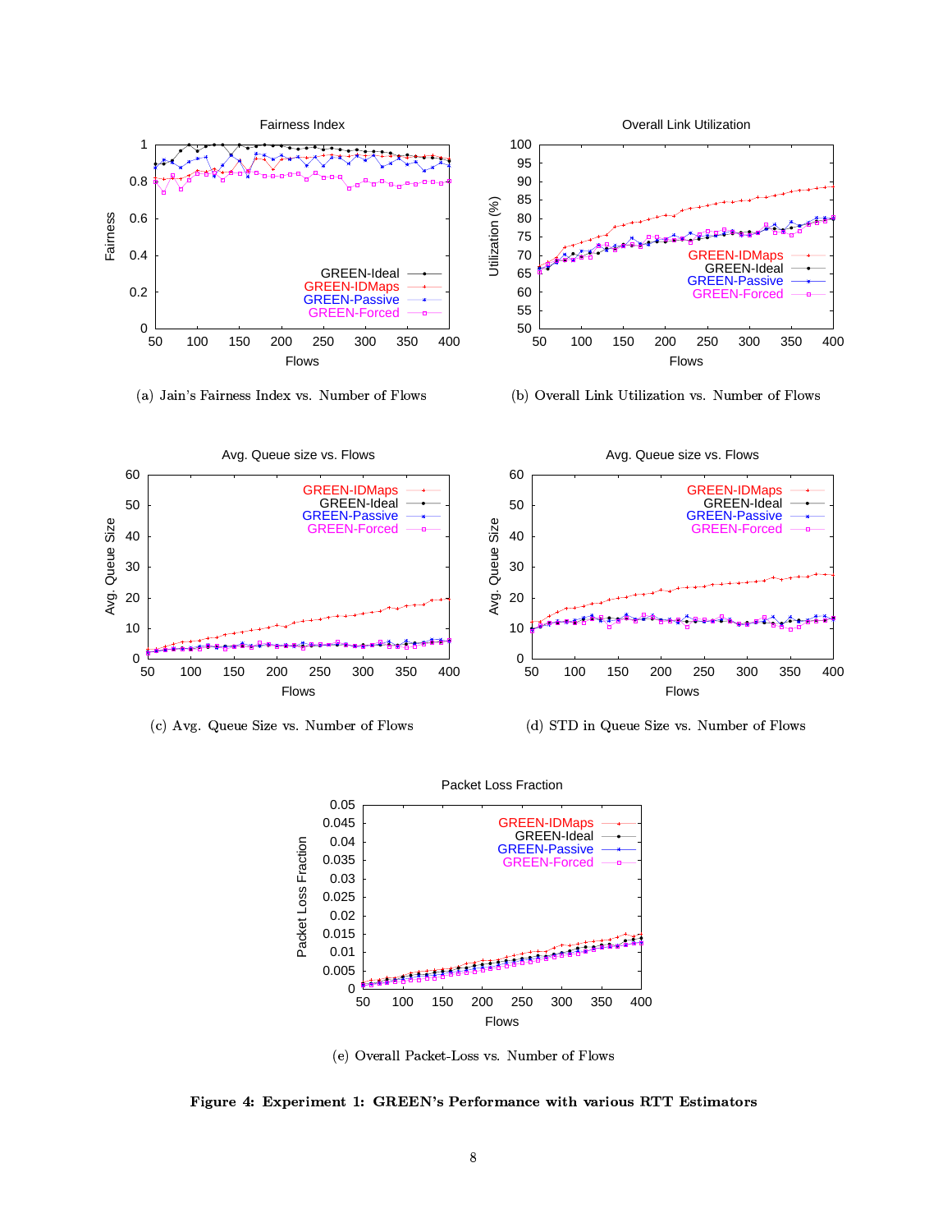(a) Jain's Fairness Index vs. Number of Flows

(b) Overall Link Utilization vs. Number of Flows

(c) Avg. Queue Size vs. Number of Flows

(d) STD in Queue Size vs. Number of Flows

(e) Overall Packet-Loss vs. Number of Flows

**Figure 4: Experiment 1: GREEN's Performance with various RTT Estimators**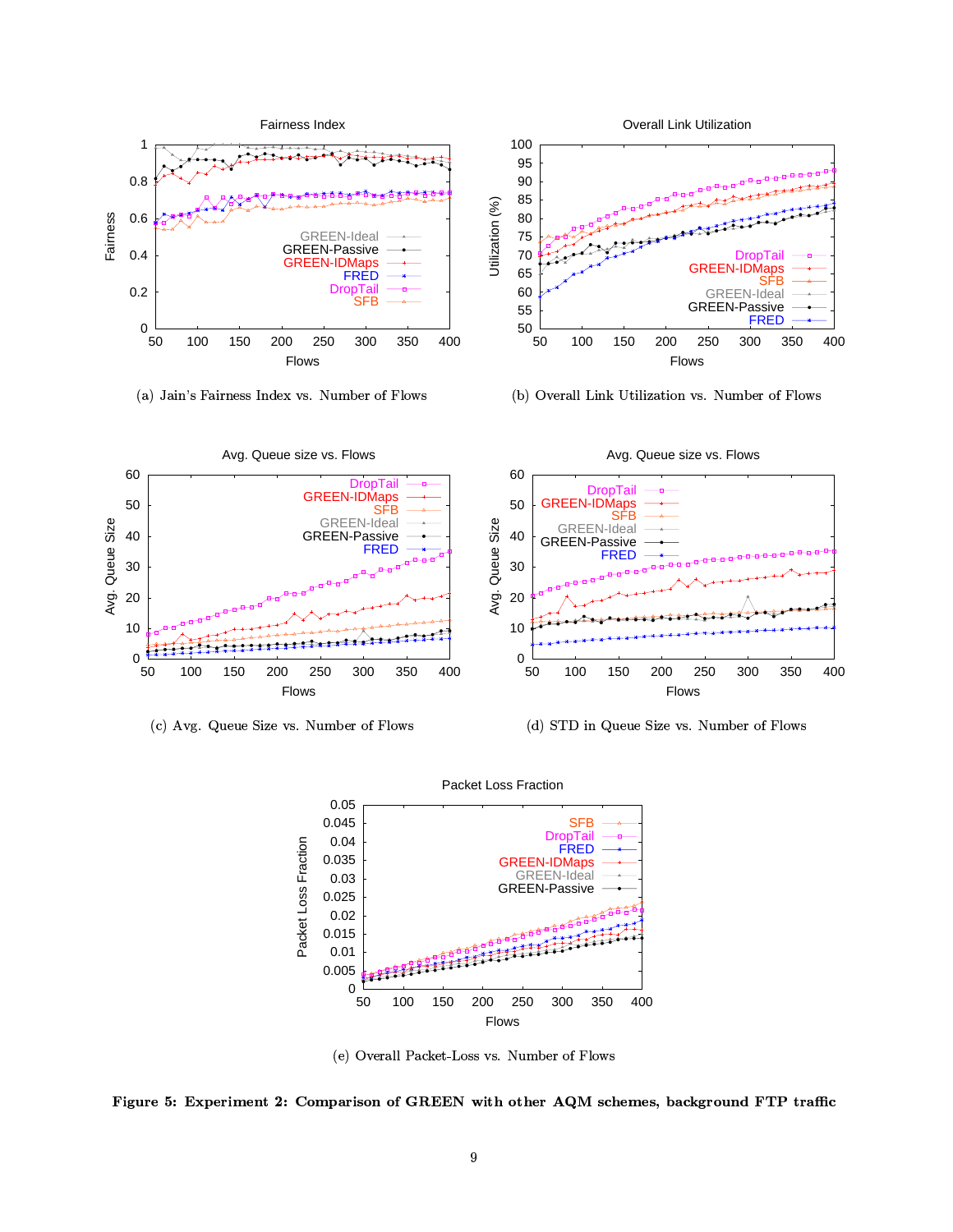(a) Jain's Fairness Index vs. Number of Flows

(b) Overall Link Utilization vs. Number of Flows

(c) Avg. Queue Size vs. Number of Flows

(d) STD in Queue Size vs. Number of Flows

(e) Overall Packet-Loss vs. Number of Flows

**Figure 5: Experiment 2: Comparison of GREEN with other AQM schemes, background FTP traffic**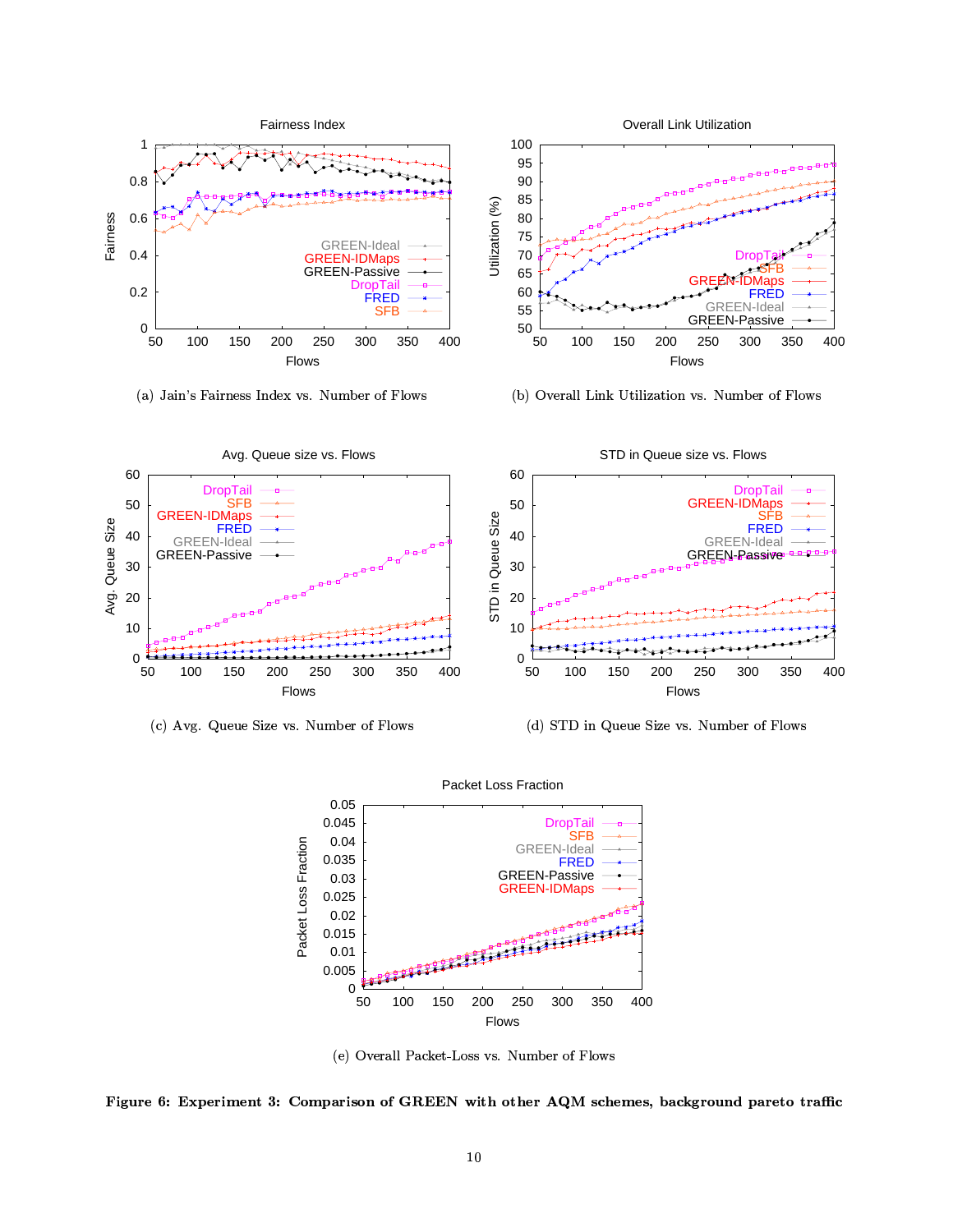(a) Jain's Fairness Index vs. Number of Flows

(b) Overall Link Utilization vs. Number of Flows

(c) Avg. Queue Size vs. Number of Flows

(d) STD in Queue Size vs. Number of Flows

(e) Overall Packet-Loss vs. Number of Flows

**Figure 6: Experiment 3: Comparison of GREEN with other AQM schemes, background pareto traffic**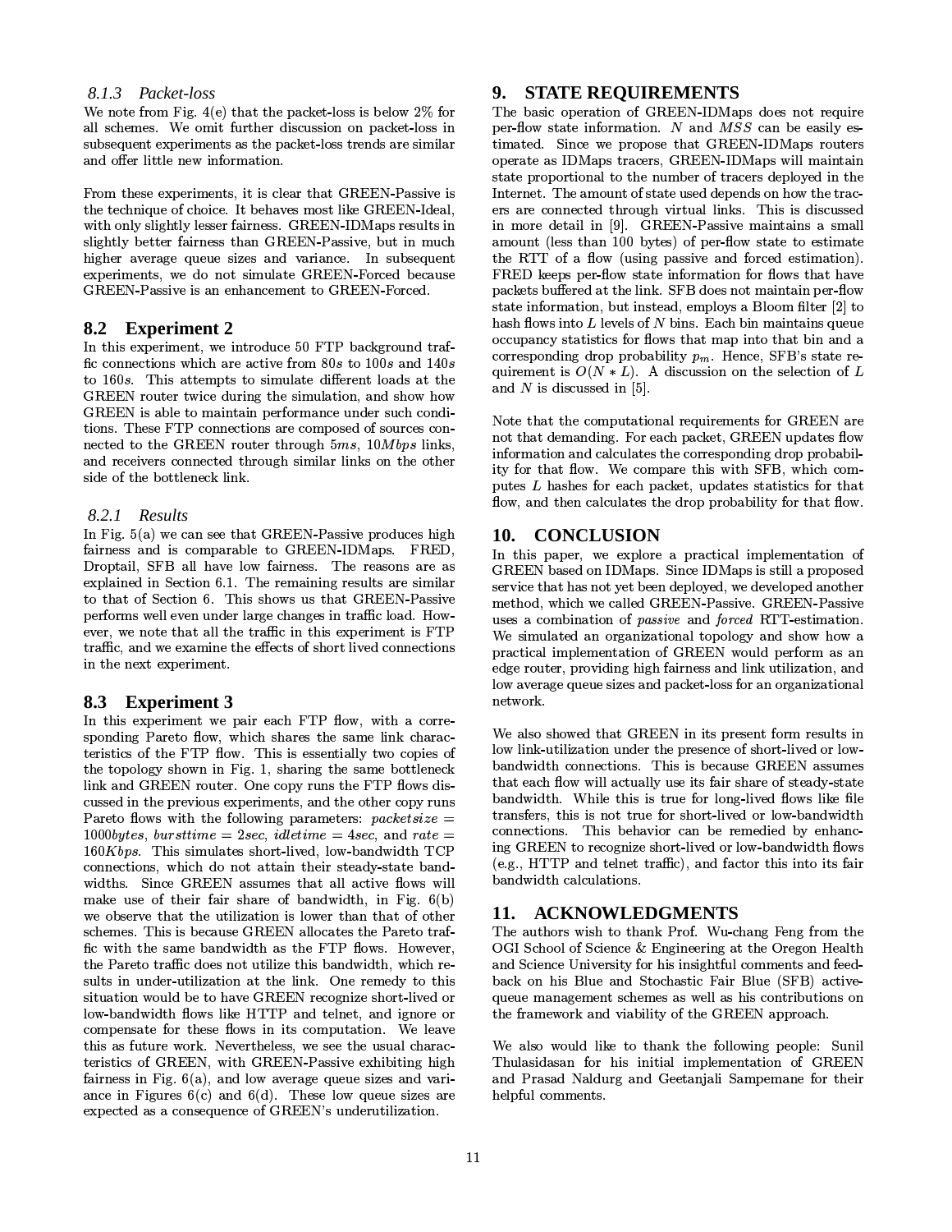#### 8.1.3 Packet-loss

We note from Fig. 4(e) that the packet-loss is below 2% for all schemes. We omit further discussion on packet-loss in subsequent experiments as the packet-loss trends are similar and offer little new information.

From these experiments, it is clear that GREEN-Passive is the technique of choice. It behaves most like GREEN-Ideal, with only slightly lesser fairness. GREEN-IDMaps results in slightly better fairness than GREEN-Passive, but in much higher average queue sizes and variance. In subsequent experiments, we do not simulate GREEN-Forced because GREEN-Passive is an enhancement to GREEN-Forced.

### 8.2 Experiment 2

In this experiment, we introduce 50 FTP background traffic connections which are active from $80s$ to $100s$ and $140s$ to $160s$. This attempts to simulate different loads at the GREEN router twice during the simulation, and show how GREEN is able to maintain performance under such conditions. These FTP connections are composed of sources connected to the GREEN router through $5ms$, $10Mbps$ links, and receivers connected through similar links on the other side of the bottleneck link.

#### 8.2.1 Results

In Fig. 5(a) we can see that GREEN-Passive produces high fairness and is comparable to GREEN-IDMaps. FRED, Droptail, SFB all have low fairness. The reasons are as explained in Section 6.1. The remaining results are similar to that of Section 6. This shows us that GREEN-Passive performs well even under large changes in traffic load. However, we note that all the traffic in this experiment is FTP traffic, and we examine the effects of short lived connections in the next experiment.

### 8.3 Experiment 3

In this experiment we pair each FTP flow, with a corresponding Pareto flow, which shares the same link characteristics of the FTP flow. This is essentially two copies of the topology shown in Fig. 1, sharing the same bottleneck link and GREEN router. One copy runs the FTP flows discussed in the previous experiments, and the other copy runs Pareto flows with the following parameters: $packetsize = 1000bytes$, $bursttime = 2sec$, $idletime = 4sec$, and $rate = 160Kbps$. This simulates short-lived, low-bandwidth TCP connections, which do not attain their steady-state bandwidths. Since GREEN assumes that all active flows will make use of their fair share of bandwidth, in Fig. 6(b) we observe that the utilization is lower than that of other schemes. This is because GREEN allocates the Pareto traffic with the same bandwidth as the FTP flows. However, the Pareto traffic does not utilize this bandwidth, which results in under-utilization at the link. One remedy to this situation would be to have GREEN recognize short-lived or low-bandwidth flows like HTTP and telnet, and ignore or compensate for these flows in its computation. We leave this as future work. Nevertheless, we see the usual characteristics of GREEN, with GREEN-Passive exhibiting high fairness in Fig. 6(a), and low average queue sizes and variance in Figures 6(c) and 6(d). These low queue sizes are expected as a consequence of GREEN's underutilization.

## 9. STATE REQUIREMENTS

The basic operation of GREEN-IDMaps does not require per-flow state information. $N$ and $MSS$ can be easily estimated. Since we propose that GREEN-IDMaps routers operate as IDMaps tracers, GREEN-IDMaps will maintain state proportional to the number of tracers deployed in the Internet. The amount of state used depends on how the tracers are connected through virtual links. This is discussed in more detail in [9]. GREEN-Passive maintains a small amount (less than 100 bytes) of per-flow state to estimate the RTT of a flow (using passive and forced estimation). FRED keeps per-flow state information for flows that have packets buffered at the link. SFB does not maintain per-flow state information, but instead, employs a Bloom filter [2] to hash flows into $L$ levels of $N$ bins. Each bin maintains queue occupancy statistics for flows that map into that bin and a corresponding drop probability $p_m$. Hence, SFB's state requirement is $O(N * L)$. A discussion on the selection of $L$ and $N$ is discussed in [5].

Note that the computational requirements for GREEN are not that demanding. For each packet, GREEN updates flow information and calculates the corresponding drop probability for that flow. We compare this with SFB, which computes $L$ hashes for each packet, updates statistics for that flow, and then calculates the drop probability for that flow.

## 10. CONCLUSION

In this paper, we explore a practical implementation of GREEN based on IDMaps. Since IDMaps is still a proposed service that has not yet been deployed, we developed another method, which we called GREEN-Passive. GREEN-Passive uses a combination of *passive* and *forced* RTT-estimation. We simulated an organizational topology and show how a practical implementation of GREEN would perform as an edge router, providing high fairness and link utilization, and low average queue sizes and packet-loss for an organizational network.

We also showed that GREEN in its present form results in low link-utilization under the presence of short-lived or low-bandwidth connections. This is because GREEN assumes that each flow will actually use its fair share of steady-state bandwidth. While this is true for long-lived flows like file transfers, this is not true for short-lived or low-bandwidth connections. This behavior can be remedied by enhancing GREEN to recognize short-lived or low-bandwidth flows (e.g., HTTP and telnet traffic), and factor this into its fair bandwidth calculations.

## 11. ACKNOWLEDGMENTS

The authors wish to thank Prof. Wu-chang Feng from the OGI School of Science & Engineering at the Oregon Health and Science University for his insightful comments and feedback on his Blue and Stochastic Fair Blue (SFB) active-queue management schemes as well as his contributions on the framework and viability of the GREEN approach.

We also would like to thank the following people: Sunil Thulasidasan for his initial implementation of GREEN and Prasad Naldurg and Geetanjali Sampemane for their helpful comments.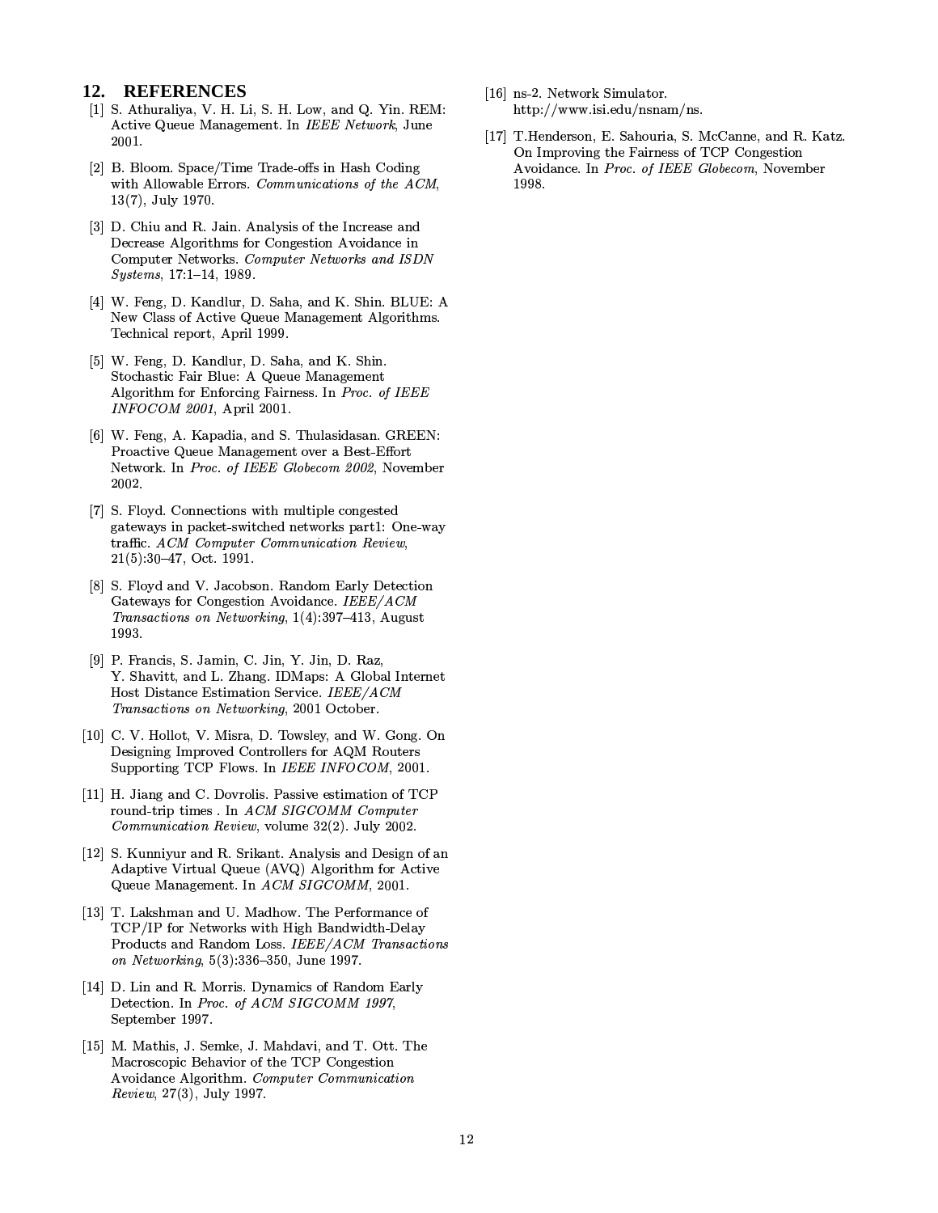## 12. REFERENCES

[1] S. Athuraliya, V. H. Li, S. H. Low, and Q. Yin. REM: Active Queue Management. In *IEEE Network*, June 2001.

[2] B. Bloom. Space/Time Trade-offs in Hash Coding with Allowable Errors. *Communications of the ACM*, 13(7), July 1970.

[3] D. Chiu and R. Jain. Analysis of the Increase and Decrease Algorithms for Congestion Avoidance in Computer Networks. *Computer Networks and ISDN Systems*, 17:1–14, 1989.

[4] W. Feng, D. Kandlur, D. Saha, and K. Shin. BLUE: A New Class of Active Queue Management Algorithms. Technical report, April 1999.

[5] W. Feng, D. Kandlur, D. Saha, and K. Shin. Stochastic Fair Blue: A Queue Management Algorithm for Enforcing Fairness. In *Proc. of IEEE INFOCOM 2001*, April 2001.

[6] W. Feng, A. Kapadia, and S. Thulasidasan. GREEN: Proactive Queue Management over a Best-Effort Network. In *Proc. of IEEE Globecom 2002*, November 2002.

[7] S. Floyd. Connections with multiple congested gateways in packet-switched networks part1: One-way traffic. *ACM Computer Communication Review*, 21(5):30–47, Oct. 1991.

[8] S. Floyd and V. Jacobson. Random Early Detection Gateways for Congestion Avoidance. *IEEE/ACM Transactions on Networking*, 1(4):397–413, August 1993.

[9] P. Francis, S. Jamin, C. Jin, Y. Jin, D. Raz, Y. Shavitt, and L. Zhang. IDMaps: A Global Internet Host Distance Estimation Service. *IEEE/ACM Transactions on Networking*, 2001 October.

[10] C. V. Hollot, V. Misra, D. Towsley, and W. Gong. On Designing Improved Controllers for AQM Routers Supporting TCP Flows. In *IEEE INFOCOM*, 2001.

[11] H. Jiang and C. Dovrolis. Passive estimation of TCP round-trip times . In *ACM SIGCOMM Computer Communication Review*, volume 32(2). July 2002.

[12] S. Kunniyur and R. Srikant. Analysis and Design of an Adaptive Virtual Queue (AVQ) Algorithm for Active Queue Management. In *ACM SIGCOMM*, 2001.

[13] T. Lakshman and U. Madhow. The Performance of TCP/IP for Networks with High Bandwidth-Delay Products and Random Loss. *IEEE/ACM Transactions on Networking*, 5(3):336–350, June 1997.

[14] D. Lin and R. Morris. Dynamics of Random Early Detection. In *Proc. of ACM SIGCOMM 1997*, September 1997.

[15] M. Mathis, J. Semke, J. Mahdavi, and T. Ott. The Macroscopic Behavior of the TCP Congestion Avoidance Algorithm. *Computer Communication Review*, 27(3), July 1997.

[16] ns-2. Network Simulator. http://www.isi.edu/nsnam/ns.

[17] T.Henderson, E. Sahouria, S. McCanne, and R. Katz. On Improving the Fairness of TCP Congestion Avoidance. In *Proc. of IEEE Globecom*, November 1998.